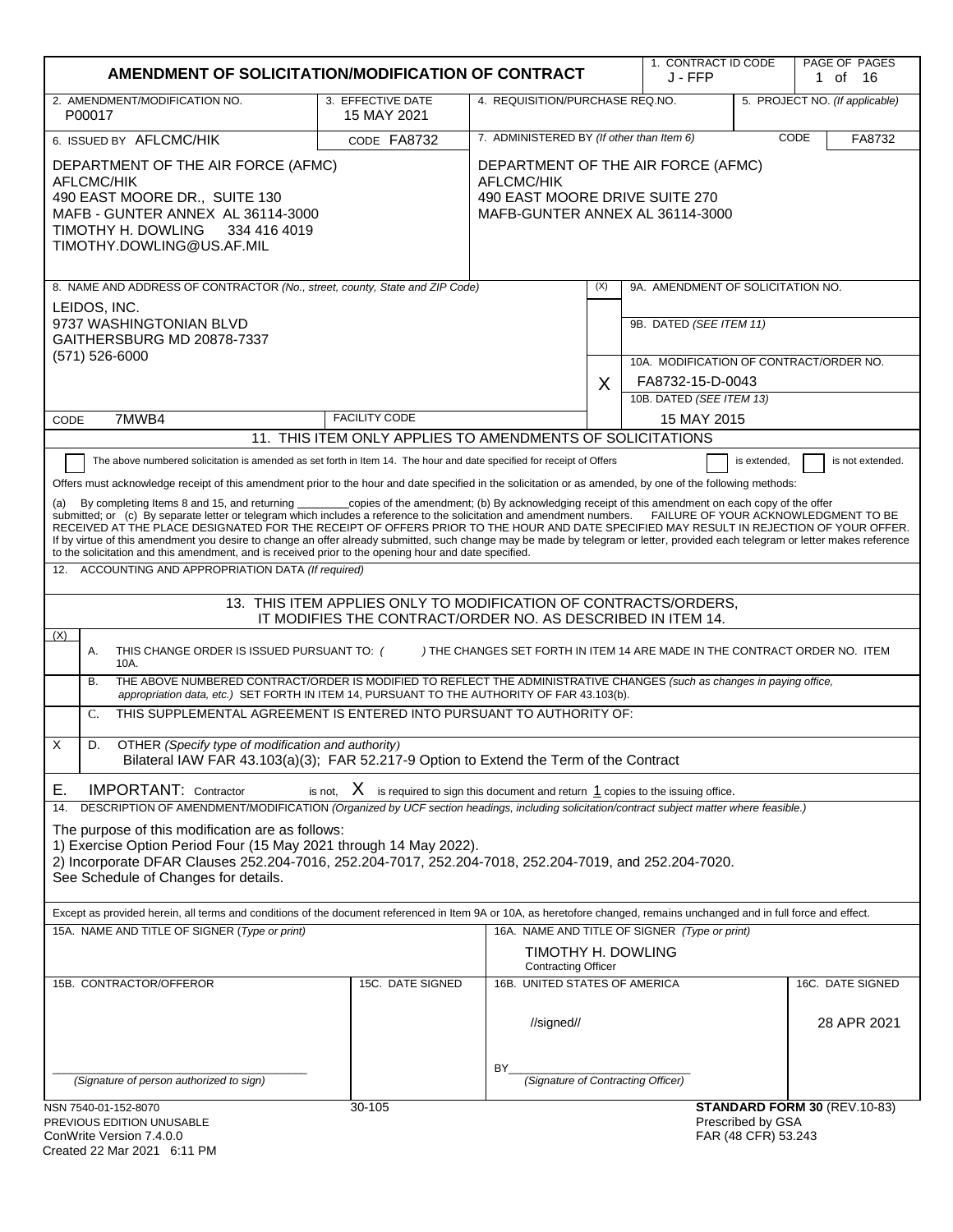# AMENDMENT OF SOLICITATION/MODIFICATION OF CONTRACT

| 1. CONTRACT ID CODE | PAGE OF PAGES |
|---|---|
| J - FFP | 1 of 16 |

| 2. AMENDMENT/MODIFICATION NO. | 3. EFFECTIVE DATE | 4. REQUISITION/PURCHASE REQ.NO. | 5. PROJECT NO. *(If applicable)* |
|---|---|---|---|
| P00017 | 15 MAY 2021 | | |

| 6. ISSUED BY AFLCMC/HIK — CODE FA8732 | 7. ADMINISTERED BY *(If other than Item 6)* — CODE FA8732 |
|---|---|
| DEPARTMENT OF THE AIR FORCE (AFMC)<br>AFLCMC/HIK<br>490 EAST MOORE DR., SUITE 130<br>MAFB - GUNTER ANNEX AL 36114-3000<br>TIMOTHY H. DOWLING 334 416 4019<br>TIMOTHY.DOWLING@US.AF.MIL | DEPARTMENT OF THE AIR FORCE (AFMC)<br>AFLCMC/HIK<br>490 EAST MOORE DRIVE SUITE 270<br>MAFB-GUNTER ANNEX AL 36114-3000 |

**8. NAME AND ADDRESS OF CONTRACTOR** *(No., street, county, State and ZIP Code)*

LEIDOS, INC.
9737 WASHINGTONIAN BLVD
GAITHERSBURG MD 20878-7337
(571) 526-6000

CODE 7MWB4 — FACILITY CODE

| (X) | |
|---|---|
| | 9A. AMENDMENT OF SOLICITATION NO. |
| | 9B. DATED *(SEE ITEM 11)* |
| X | 10A. MODIFICATION OF CONTRACT/ORDER NO. FA8732-15-D-0043 |
| | 10B. DATED *(SEE ITEM 13)* 15 MAY 2015 |

## 11. THIS ITEM ONLY APPLIES TO AMENDMENTS OF SOLICITATIONS

☐ The above numbered solicitation is amended as set forth in Item 14. The hour and date specified for receipt of Offers ☐ is extended, ☐ is not extended.

Offers must acknowledge receipt of this amendment prior to the hour and date specified in the solicitation or as amended, by one of the following methods:

(a) By completing Items 8 and 15, and returning ________copies of the amendment; (b) By acknowledging receipt of this amendment on each copy of the offer submitted; or (c) By separate letter or telegram which includes a reference to the solicitation and amendment numbers. FAILURE OF YOUR ACKNOWLEDGMENT TO BE RECEIVED AT THE PLACE DESIGNATED FOR THE RECEIPT OF OFFERS PRIOR TO THE HOUR AND DATE SPECIFIED MAY RESULT IN REJECTION OF YOUR OFFER. If by virtue of this amendment you desire to change an offer already submitted, such change may be made by telegram or letter, provided each telegram or letter makes reference to the solicitation and this amendment, and is received prior to the opening hour and date specified.

12. ACCOUNTING AND APPROPRIATION DATA *(If required)*

## 13. THIS ITEM APPLIES ONLY TO MODIFICATION OF CONTRACTS/ORDERS, IT MODIFIES THE CONTRACT/ORDER NO. AS DESCRIBED IN ITEM 14.

| (X) | |
|---|---|
| | A. THIS CHANGE ORDER IS ISSUED PURSUANT TO: ( ) THE CHANGES SET FORTH IN ITEM 14 ARE MADE IN THE CONTRACT ORDER NO. ITEM 10A. |
| | B. THE ABOVE NUMBERED CONTRACT/ORDER IS MODIFIED TO REFLECT THE ADMINISTRATIVE CHANGES *(such as changes in paying office, appropriation data, etc.)* SET FORTH IN ITEM 14, PURSUANT TO THE AUTHORITY OF FAR 43.103(b). |
| | C. THIS SUPPLEMENTAL AGREEMENT IS ENTERED INTO PURSUANT TO AUTHORITY OF: |
| X | D. OTHER *(Specify type of modification and authority)* Bilateral IAW FAR 43.103(a)(3); FAR 52.217-9 Option to Extend the Term of the Contract |

E. IMPORTANT: Contractor is not, X is required to sign this document and return 1 copies to the issuing office.

14. DESCRIPTION OF AMENDMENT/MODIFICATION *(Organized by UCF section headings, including solicitation/contract subject matter where feasible.)*

The purpose of this modification are as follows:
1) Exercise Option Period Four (15 May 2021 through 14 May 2022).
2) Incorporate DFAR Clauses 252.204-7016, 252.204-7017, 252.204-7018, 252.204-7019, and 252.204-7020.
See Schedule of Changes for details.

Except as provided herein, all terms and conditions of the document referenced in Item 9A or 10A, as heretofore changed, remains unchanged and in full force and effect.

| 15A. NAME AND TITLE OF SIGNER *(Type or print)* | | 16A. NAME AND TITLE OF SIGNER *(Type or print)* | |
|---|---|---|---|
| | | TIMOTHY H. DOWLING<br>Contracting Officer | |
| **15B. CONTRACTOR/OFFEROR** | **15C. DATE SIGNED** | **16B. UNITED STATES OF AMERICA** | **16C. DATE SIGNED** |
| ______________________<br>*(Signature of person authorized to sign)* | | //signed//<br>BY______________________<br>*(Signature of Contracting Officer)* | 28 APR 2021 |

NSN 7540-01-152-8070
PREVIOUS EDITION UNUSABLE
ConWrite Version 7.4.0.0
Created 22 Mar 2021 6:11 PM

30-105

**STANDARD FORM 30** (REV.10-83)
Prescribed by GSA
FAR (48 CFR) 53.243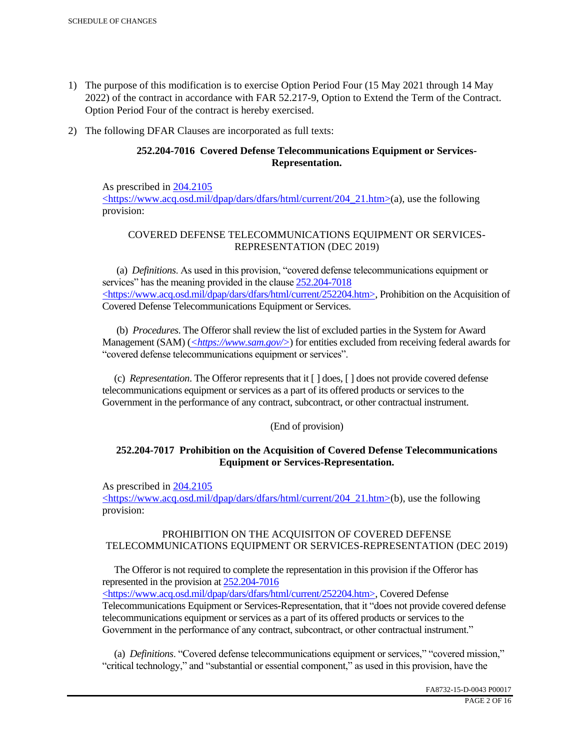1) The purpose of this modification is to exercise Option Period Four (15 May 2021 through 14 May 2022) of the contract in accordance with FAR 52.217-9, Option to Extend the Term of the Contract. Option Period Four of the contract is hereby exercised.

2) The following DFAR Clauses are incorporated as full texts:

**252.204-7016 Covered Defense Telecommunications Equipment or Services-Representation.**

As prescribed in 204.2105 <https://www.acq.osd.mil/dpap/dars/dfars/html/current/204_21.htm>(a), use the following provision:

COVERED DEFENSE TELECOMMUNICATIONS EQUIPMENT OR SERVICES-REPRESENTATION (DEC 2019)

(a) *Definitions*. As used in this provision, "covered defense telecommunications equipment or services" has the meaning provided in the clause 252.204-7018 <https://www.acq.osd.mil/dpap/dars/dfars/html/current/252204.htm>, Prohibition on the Acquisition of Covered Defense Telecommunications Equipment or Services.

(b) *Procedures*. The Offeror shall review the list of excluded parties in the System for Award Management (SAM) (*<https://www.sam.gov/>*) for entities excluded from receiving federal awards for "covered defense telecommunications equipment or services".

(c) *Representation*. The Offeror represents that it [ ] does, [ ] does not provide covered defense telecommunications equipment or services as a part of its offered products or services to the Government in the performance of any contract, subcontract, or other contractual instrument.

(End of provision)

**252.204-7017 Prohibition on the Acquisition of Covered Defense Telecommunications Equipment or Services-Representation.**

As prescribed in 204.2105 <https://www.acq.osd.mil/dpap/dars/dfars/html/current/204_21.htm>(b), use the following provision:

PROHIBITION ON THE ACQUISITON OF COVERED DEFENSE TELECOMMUNICATIONS EQUIPMENT OR SERVICES-REPRESENTATION (DEC 2019)

The Offeror is not required to complete the representation in this provision if the Offeror has represented in the provision at 252.204-7016 <https://www.acq.osd.mil/dpap/dars/dfars/html/current/252204.htm>, Covered Defense Telecommunications Equipment or Services-Representation, that it "does not provide covered defense telecommunications equipment or services as a part of its offered products or services to the Government in the performance of any contract, subcontract, or other contractual instrument."

(a) *Definitions*. "Covered defense telecommunications equipment or services," "covered mission," "critical technology," and "substantial or essential component," as used in this provision, have the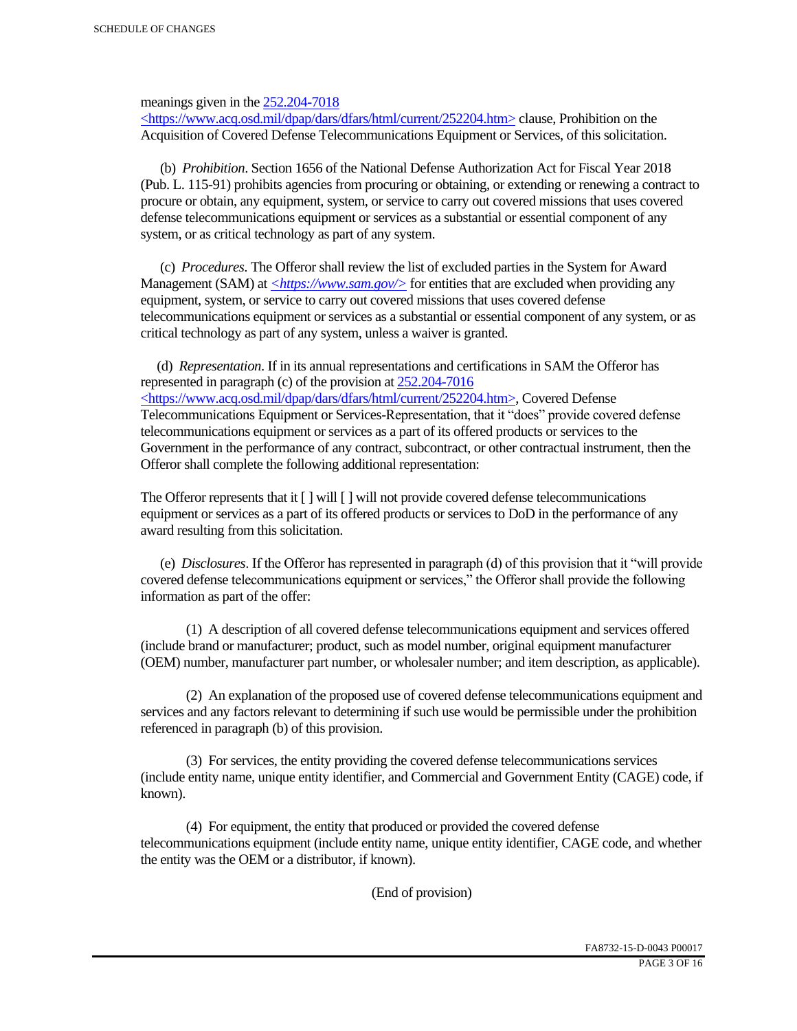meanings given in the 252.204-7018 <https://www.acq.osd.mil/dpap/dars/dfars/html/current/252204.htm> clause, Prohibition on the Acquisition of Covered Defense Telecommunications Equipment or Services, of this solicitation.

(b) *Prohibition*. Section 1656 of the National Defense Authorization Act for Fiscal Year 2018 (Pub. L. 115-91) prohibits agencies from procuring or obtaining, or extending or renewing a contract to procure or obtain, any equipment, system, or service to carry out covered missions that uses covered defense telecommunications equipment or services as a substantial or essential component of any system, or as critical technology as part of any system.

(c) *Procedures*. The Offeror shall review the list of excluded parties in the System for Award Management (SAM) at *<https://www.sam.gov/>* for entities that are excluded when providing any equipment, system, or service to carry out covered missions that uses covered defense telecommunications equipment or services as a substantial or essential component of any system, or as critical technology as part of any system, unless a waiver is granted.

(d) *Representation*. If in its annual representations and certifications in SAM the Offeror has represented in paragraph (c) of the provision at 252.204-7016 <https://www.acq.osd.mil/dpap/dars/dfars/html/current/252204.htm>, Covered Defense Telecommunications Equipment or Services-Representation, that it "does" provide covered defense telecommunications equipment or services as a part of its offered products or services to the Government in the performance of any contract, subcontract, or other contractual instrument, then the Offeror shall complete the following additional representation:

The Offeror represents that it [ ] will [ ] will not provide covered defense telecommunications equipment or services as a part of its offered products or services to DoD in the performance of any award resulting from this solicitation.

(e) *Disclosures*. If the Offeror has represented in paragraph (d) of this provision that it "will provide covered defense telecommunications equipment or services," the Offeror shall provide the following information as part of the offer:

(1) A description of all covered defense telecommunications equipment and services offered (include brand or manufacturer; product, such as model number, original equipment manufacturer (OEM) number, manufacturer part number, or wholesaler number; and item description, as applicable).

(2) An explanation of the proposed use of covered defense telecommunications equipment and services and any factors relevant to determining if such use would be permissible under the prohibition referenced in paragraph (b) of this provision.

(3) For services, the entity providing the covered defense telecommunications services (include entity name, unique entity identifier, and Commercial and Government Entity (CAGE) code, if known).

(4) For equipment, the entity that produced or provided the covered defense telecommunications equipment (include entity name, unique entity identifier, CAGE code, and whether the entity was the OEM or a distributor, if known).

(End of provision)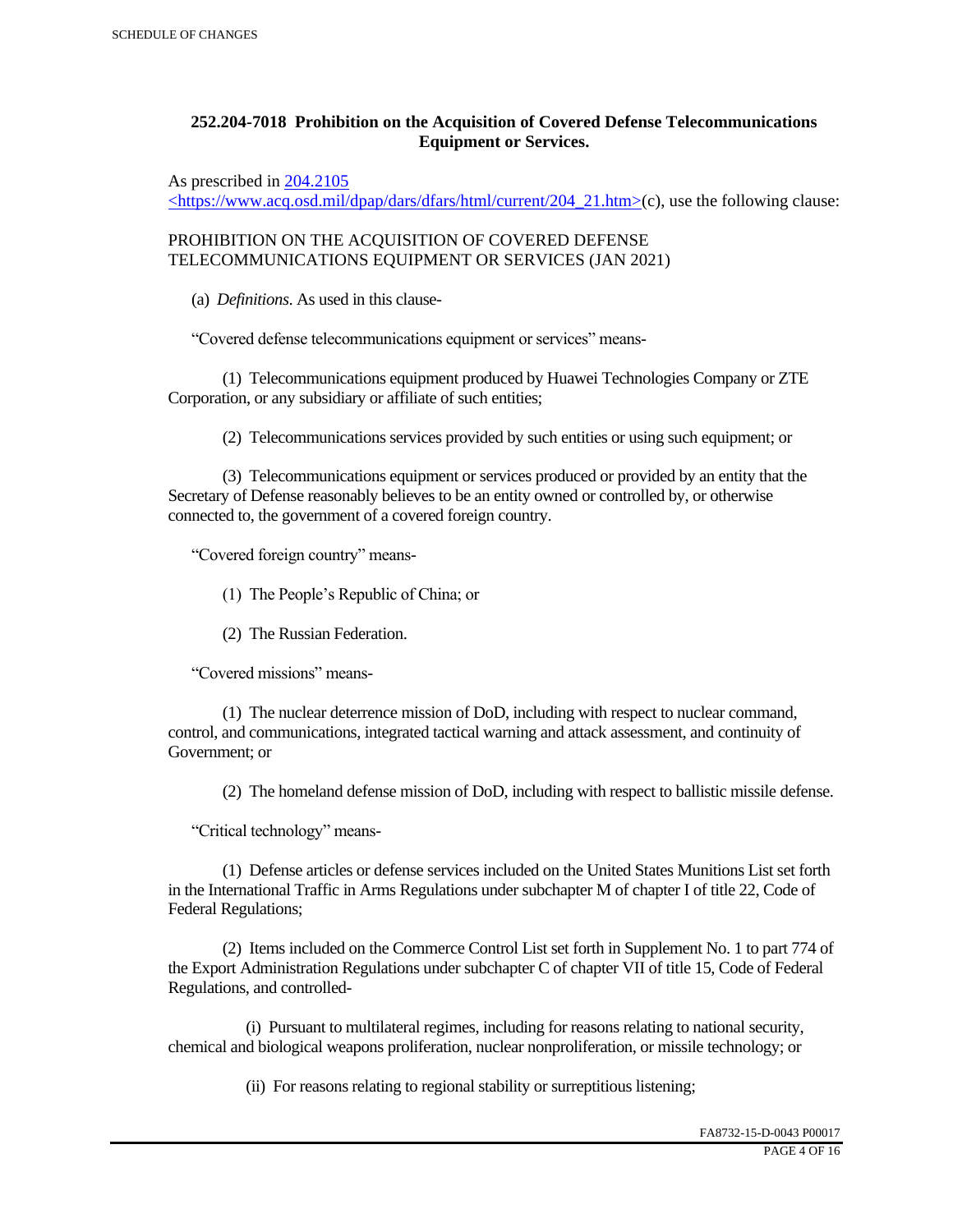**252.204-7018 Prohibition on the Acquisition of Covered Defense Telecommunications Equipment or Services.**

As prescribed in [204.2105](https://www.acq.osd.mil/dpap/dars/dfars/html/current/204_21.htm) <https://www.acq.osd.mil/dpap/dars/dfars/html/current/204_21.htm>(c), use the following clause:

PROHIBITION ON THE ACQUISITION OF COVERED DEFENSE TELECOMMUNICATIONS EQUIPMENT OR SERVICES (JAN 2021)

(a) *Definitions.* As used in this clause-

"Covered defense telecommunications equipment or services" means-

(1) Telecommunications equipment produced by Huawei Technologies Company or ZTE Corporation, or any subsidiary or affiliate of such entities;

(2) Telecommunications services provided by such entities or using such equipment; or

(3) Telecommunications equipment or services produced or provided by an entity that the Secretary of Defense reasonably believes to be an entity owned or controlled by, or otherwise connected to, the government of a covered foreign country.

"Covered foreign country" means-

(1) The People's Republic of China; or

(2) The Russian Federation.

"Covered missions" means-

(1) The nuclear deterrence mission of DoD, including with respect to nuclear command, control, and communications, integrated tactical warning and attack assessment, and continuity of Government; or

(2) The homeland defense mission of DoD, including with respect to ballistic missile defense.

"Critical technology" means-

(1) Defense articles or defense services included on the United States Munitions List set forth in the International Traffic in Arms Regulations under subchapter M of chapter I of title 22, Code of Federal Regulations;

(2) Items included on the Commerce Control List set forth in Supplement No. 1 to part 774 of the Export Administration Regulations under subchapter C of chapter VII of title 15, Code of Federal Regulations, and controlled-

(i) Pursuant to multilateral regimes, including for reasons relating to national security, chemical and biological weapons proliferation, nuclear nonproliferation, or missile technology; or

(ii) For reasons relating to regional stability or surreptitious listening;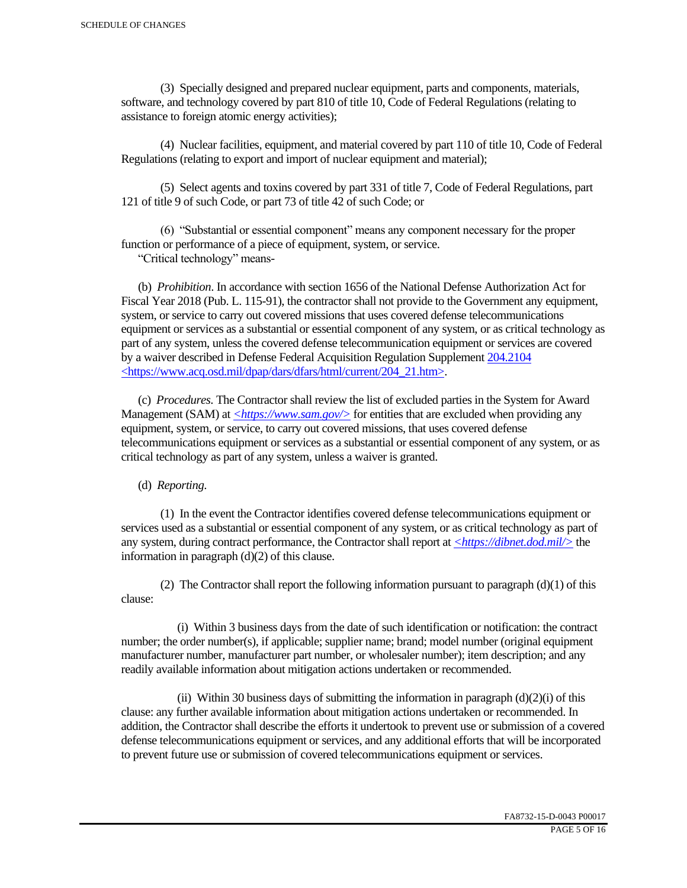(3) Specially designed and prepared nuclear equipment, parts and components, materials, software, and technology covered by part 810 of title 10, Code of Federal Regulations (relating to assistance to foreign atomic energy activities);

(4) Nuclear facilities, equipment, and material covered by part 110 of title 10, Code of Federal Regulations (relating to export and import of nuclear equipment and material);

(5) Select agents and toxins covered by part 331 of title 7, Code of Federal Regulations, part 121 of title 9 of such Code, or part 73 of title 42 of such Code; or

(6) "Substantial or essential component" means any component necessary for the proper function or performance of a piece of equipment, system, or service.

"Critical technology" means-

(b) *Prohibition*. In accordance with section 1656 of the National Defense Authorization Act for Fiscal Year 2018 (Pub. L. 115-91), the contractor shall not provide to the Government any equipment, system, or service to carry out covered missions that uses covered defense telecommunications equipment or services as a substantial or essential component of any system, or as critical technology as part of any system, unless the covered defense telecommunication equipment or services are covered by a waiver described in Defense Federal Acquisition Regulation Supplement 204.2104 <https://www.acq.osd.mil/dpap/dars/dfars/html/current/204_21.htm>.

(c) *Procedures*. The Contractor shall review the list of excluded parties in the System for Award Management (SAM) at *<https://www.sam.gov/>* for entities that are excluded when providing any equipment, system, or service, to carry out covered missions, that uses covered defense telecommunications equipment or services as a substantial or essential component of any system, or as critical technology as part of any system, unless a waiver is granted.

(d) *Reporting*.

(1) In the event the Contractor identifies covered defense telecommunications equipment or services used as a substantial or essential component of any system, or as critical technology as part of any system, during contract performance, the Contractor shall report at *<https://dibnet.dod.mil/>* the information in paragraph (d)(2) of this clause.

(2) The Contractor shall report the following information pursuant to paragraph (d)(1) of this clause:

(i) Within 3 business days from the date of such identification or notification: the contract number; the order number(s), if applicable; supplier name; brand; model number (original equipment manufacturer number, manufacturer part number, or wholesaler number); item description; and any readily available information about mitigation actions undertaken or recommended.

(ii) Within 30 business days of submitting the information in paragraph (d)(2)(i) of this clause: any further available information about mitigation actions undertaken or recommended. In addition, the Contractor shall describe the efforts it undertook to prevent use or submission of a covered defense telecommunications equipment or services, and any additional efforts that will be incorporated to prevent future use or submission of covered telecommunications equipment or services.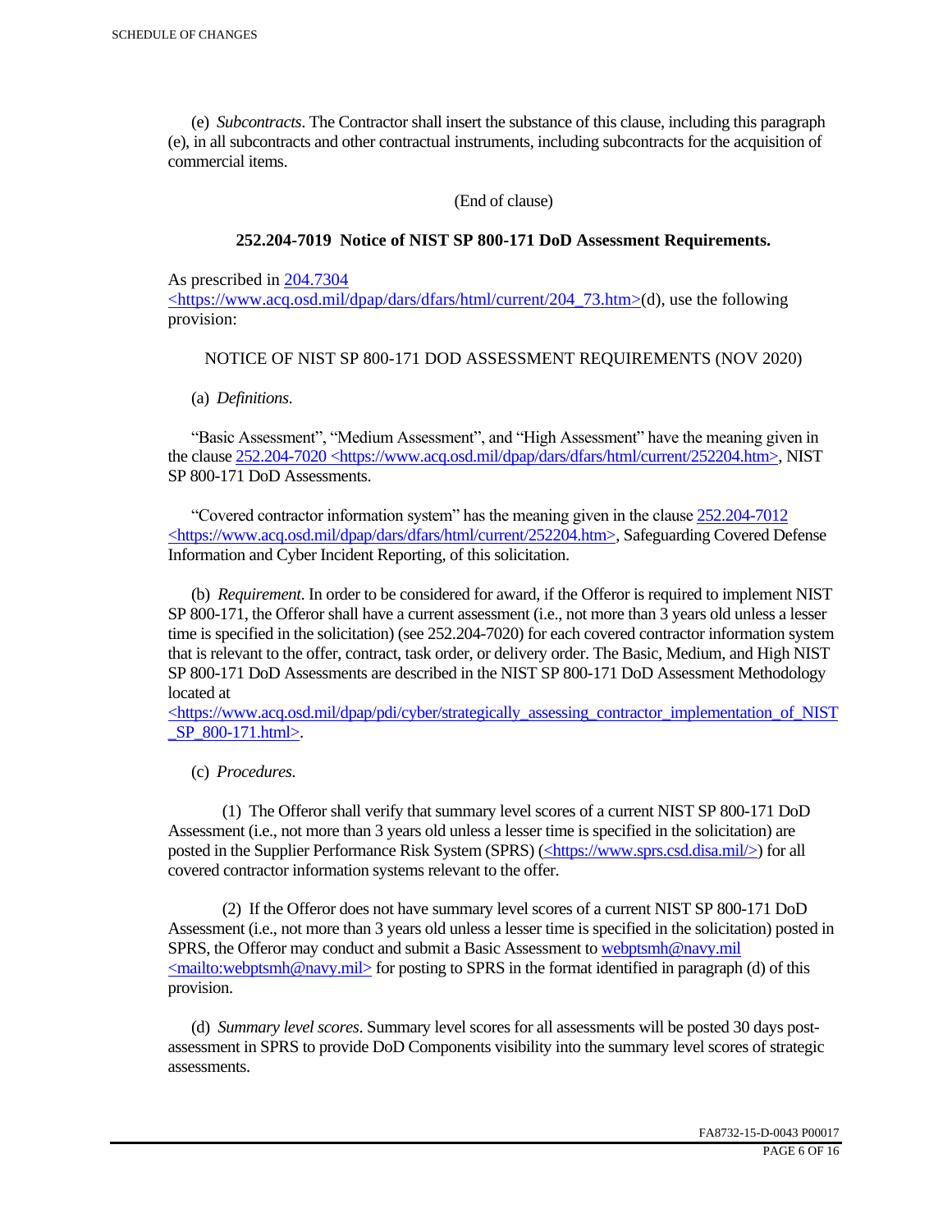(e) *Subcontracts*. The Contractor shall insert the substance of this clause, including this paragraph (e), in all subcontracts and other contractual instruments, including subcontracts for the acquisition of commercial items.

(End of clause)

**252.204-7019 Notice of NIST SP 800-171 DoD Assessment Requirements.**

As prescribed in 204.7304 <https://www.acq.osd.mil/dpap/dars/dfars/html/current/204_73.htm>(d), use the following provision:

NOTICE OF NIST SP 800-171 DOD ASSESSMENT REQUIREMENTS (NOV 2020)

(a) *Definitions.*

"Basic Assessment", "Medium Assessment", and "High Assessment" have the meaning given in the clause 252.204-7020 <https://www.acq.osd.mil/dpap/dars/dfars/html/current/252204.htm>, NIST SP 800-171 DoD Assessments.

"Covered contractor information system" has the meaning given in the clause 252.204-7012 <https://www.acq.osd.mil/dpap/dars/dfars/html/current/252204.htm>, Safeguarding Covered Defense Information and Cyber Incident Reporting, of this solicitation.

(b) *Requirement*. In order to be considered for award, if the Offeror is required to implement NIST SP 800-171, the Offeror shall have a current assessment (i.e., not more than 3 years old unless a lesser time is specified in the solicitation) (see 252.204-7020) for each covered contractor information system that is relevant to the offer, contract, task order, or delivery order. The Basic, Medium, and High NIST SP 800-171 DoD Assessments are described in the NIST SP 800-171 DoD Assessment Methodology located at <https://www.acq.osd.mil/dpap/pdi/cyber/strategically_assessing_contractor_implementation_of_NIST_SP_800-171.html>.

(c) *Procedures.*

(1) The Offeror shall verify that summary level scores of a current NIST SP 800-171 DoD Assessment (i.e., not more than 3 years old unless a lesser time is specified in the solicitation) are posted in the Supplier Performance Risk System (SPRS) (<https://www.sprs.csd.disa.mil/>) for all covered contractor information systems relevant to the offer.

(2) If the Offeror does not have summary level scores of a current NIST SP 800-171 DoD Assessment (i.e., not more than 3 years old unless a lesser time is specified in the solicitation) posted in SPRS, the Offeror may conduct and submit a Basic Assessment to webptsmh@navy.mil <mailto:webptsmh@navy.mil> for posting to SPRS in the format identified in paragraph (d) of this provision.

(d) *Summary level scores*. Summary level scores for all assessments will be posted 30 days post-assessment in SPRS to provide DoD Components visibility into the summary level scores of strategic assessments.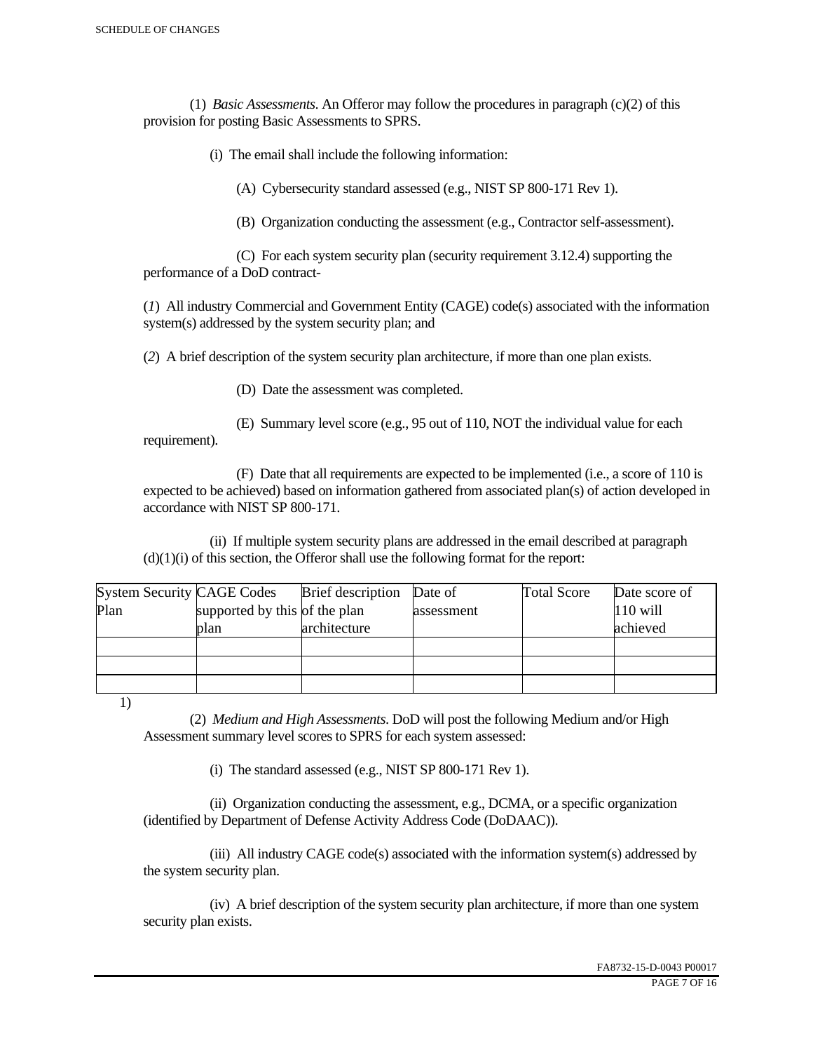(1) *Basic Assessments*. An Offeror may follow the procedures in paragraph (c)(2) of this provision for posting Basic Assessments to SPRS.

(i) The email shall include the following information:

(A) Cybersecurity standard assessed (e.g., NIST SP 800-171 Rev 1).

(B) Organization conducting the assessment (e.g., Contractor self-assessment).

(C) For each system security plan (security requirement 3.12.4) supporting the performance of a DoD contract-

(*1*) All industry Commercial and Government Entity (CAGE) code(s) associated with the information system(s) addressed by the system security plan; and

(*2*) A brief description of the system security plan architecture, if more than one plan exists.

(D) Date the assessment was completed.

(E) Summary level score (e.g., 95 out of 110, NOT the individual value for each requirement).

(F) Date that all requirements are expected to be implemented (i.e., a score of 110 is expected to be achieved) based on information gathered from associated plan(s) of action developed in accordance with NIST SP 800-171.

(ii) If multiple system security plans are addressed in the email described at paragraph (d)(1)(i) of this section, the Offeror shall use the following format for the report:

| System Security Plan | CAGE Codes supported by this plan | Brief description of the plan architecture | Date of assessment | Total Score | Date score of 110 will achieved |
|---|---|---|---|---|---|
| | | | | | |
| | | | | | |
| | | | | | |

1)

(2) *Medium and High Assessments*. DoD will post the following Medium and/or High Assessment summary level scores to SPRS for each system assessed:

(i) The standard assessed (e.g., NIST SP 800-171 Rev 1).

(ii) Organization conducting the assessment, e.g., DCMA, or a specific organization (identified by Department of Defense Activity Address Code (DoDAAC)).

(iii) All industry CAGE code(s) associated with the information system(s) addressed by the system security plan.

(iv) A brief description of the system security plan architecture, if more than one system security plan exists.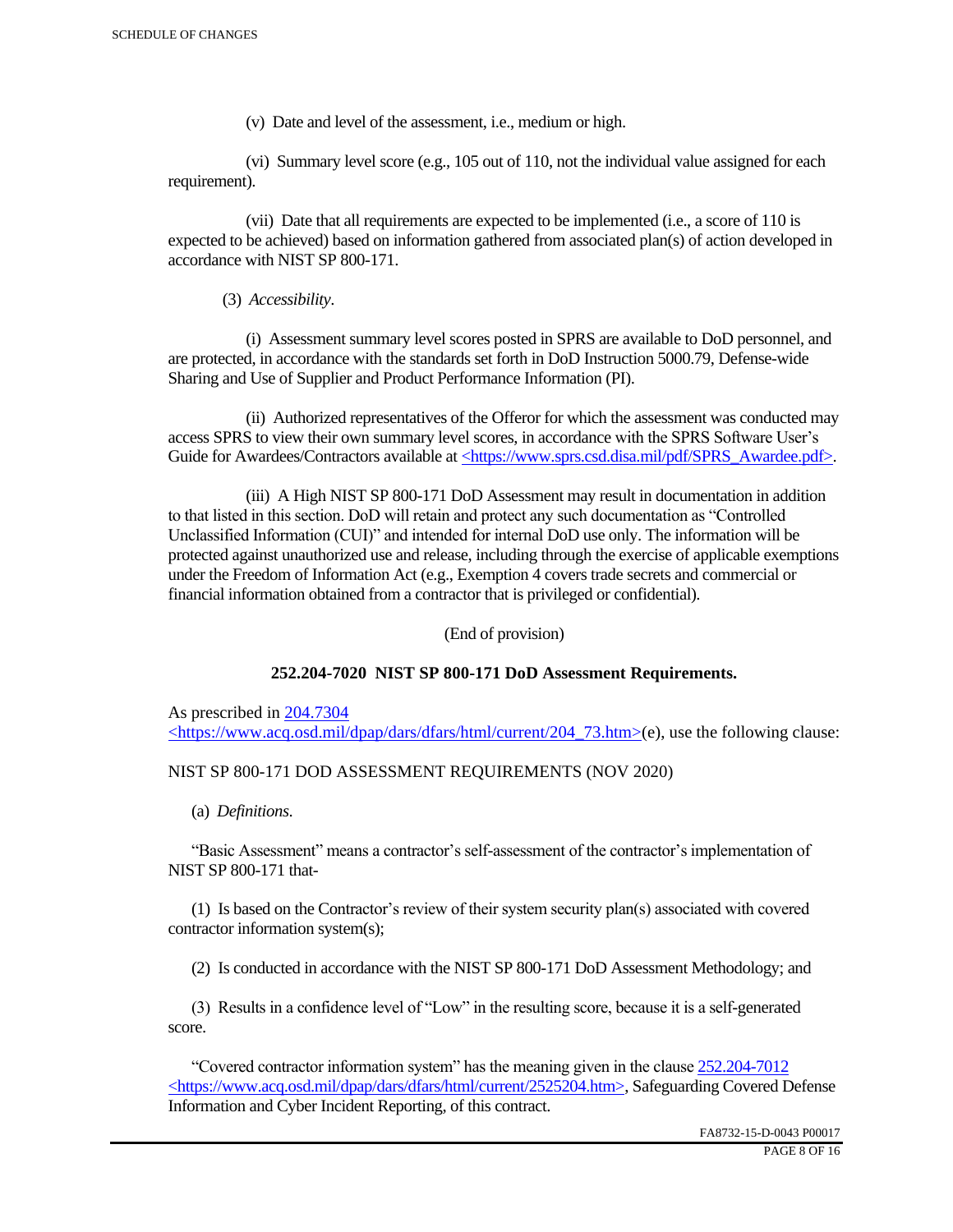(v) Date and level of the assessment, i.e., medium or high.

(vi) Summary level score (e.g., 105 out of 110, not the individual value assigned for each requirement).

(vii) Date that all requirements are expected to be implemented (i.e., a score of 110 is expected to be achieved) based on information gathered from associated plan(s) of action developed in accordance with NIST SP 800-171.

(3) *Accessibility.*

(i) Assessment summary level scores posted in SPRS are available to DoD personnel, and are protected, in accordance with the standards set forth in DoD Instruction 5000.79, Defense-wide Sharing and Use of Supplier and Product Performance Information (PI).

(ii) Authorized representatives of the Offeror for which the assessment was conducted may access SPRS to view their own summary level scores, in accordance with the SPRS Software User's Guide for Awardees/Contractors available at <https://www.sprs.csd.disa.mil/pdf/SPRS_Awardee.pdf>.

(iii) A High NIST SP 800-171 DoD Assessment may result in documentation in addition to that listed in this section. DoD will retain and protect any such documentation as "Controlled Unclassified Information (CUI)" and intended for internal DoD use only. The information will be protected against unauthorized use and release, including through the exercise of applicable exemptions under the Freedom of Information Act (e.g., Exemption 4 covers trade secrets and commercial or financial information obtained from a contractor that is privileged or confidential).

(End of provision)

**252.204-7020 NIST SP 800-171 DoD Assessment Requirements.**

As prescribed in 204.7304 <https://www.acq.osd.mil/dpap/dars/dfars/html/current/204_73.htm>(e), use the following clause:

NIST SP 800-171 DOD ASSESSMENT REQUIREMENTS (NOV 2020)

(a) *Definitions.*

"Basic Assessment" means a contractor's self-assessment of the contractor's implementation of NIST SP 800-171 that-

(1) Is based on the Contractor's review of their system security plan(s) associated with covered contractor information system(s);

(2) Is conducted in accordance with the NIST SP 800-171 DoD Assessment Methodology; and

(3) Results in a confidence level of "Low" in the resulting score, because it is a self-generated score.

"Covered contractor information system" has the meaning given in the clause 252.204-7012 <https://www.acq.osd.mil/dpap/dars/dfars/html/current/2525204.htm>, Safeguarding Covered Defense Information and Cyber Incident Reporting, of this contract.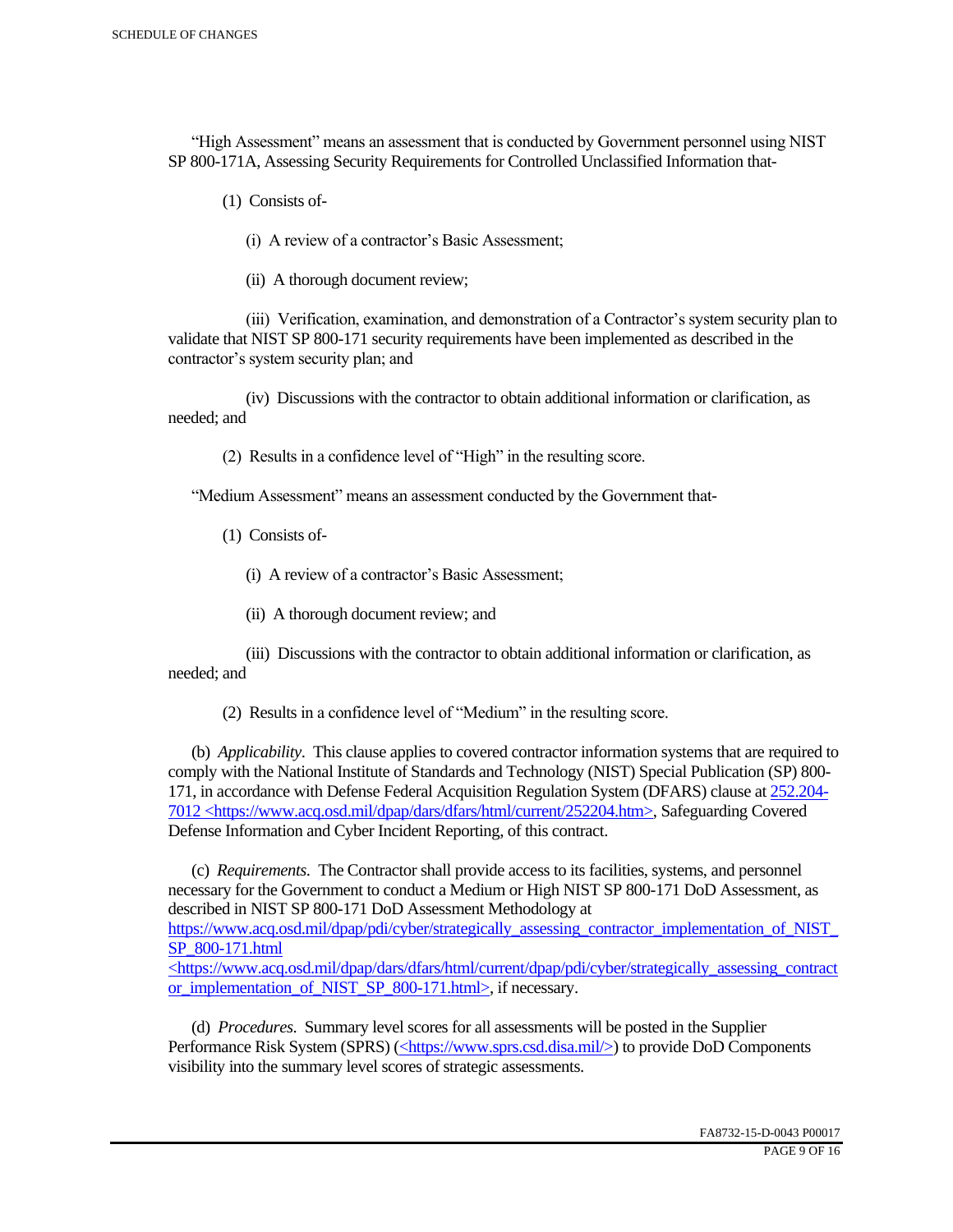"High Assessment" means an assessment that is conducted by Government personnel using NIST SP 800-171A, Assessing Security Requirements for Controlled Unclassified Information that-

(1) Consists of-

(i) A review of a contractor's Basic Assessment;

(ii) A thorough document review;

(iii) Verification, examination, and demonstration of a Contractor's system security plan to validate that NIST SP 800-171 security requirements have been implemented as described in the contractor's system security plan; and

(iv) Discussions with the contractor to obtain additional information or clarification, as needed; and

(2) Results in a confidence level of "High" in the resulting score.

"Medium Assessment" means an assessment conducted by the Government that-

(1) Consists of-

(i) A review of a contractor's Basic Assessment;

(ii) A thorough document review; and

(iii) Discussions with the contractor to obtain additional information or clarification, as needed; and

(2) Results in a confidence level of "Medium" in the resulting score.

(b) *Applicability*. This clause applies to covered contractor information systems that are required to comply with the National Institute of Standards and Technology (NIST) Special Publication (SP) 800-171, in accordance with Defense Federal Acquisition Regulation System (DFARS) clause at 252.204-7012 <https://www.acq.osd.mil/dpap/dars/dfars/html/current/252204.htm>, Safeguarding Covered Defense Information and Cyber Incident Reporting, of this contract.

(c) *Requirements*. The Contractor shall provide access to its facilities, systems, and personnel necessary for the Government to conduct a Medium or High NIST SP 800-171 DoD Assessment, as described in NIST SP 800-171 DoD Assessment Methodology at https://www.acq.osd.mil/dpap/pdi/cyber/strategically_assessing_contractor_implementation_of_NIST_SP_800-171.html <https://www.acq.osd.mil/dpap/dars/dfars/html/current/dpap/pdi/cyber/strategically_assessing_contractor_implementation_of_NIST_SP_800-171.html>, if necessary.

(d) *Procedures*. Summary level scores for all assessments will be posted in the Supplier Performance Risk System (SPRS) (<https://www.sprs.csd.disa.mil/>) to provide DoD Components visibility into the summary level scores of strategic assessments.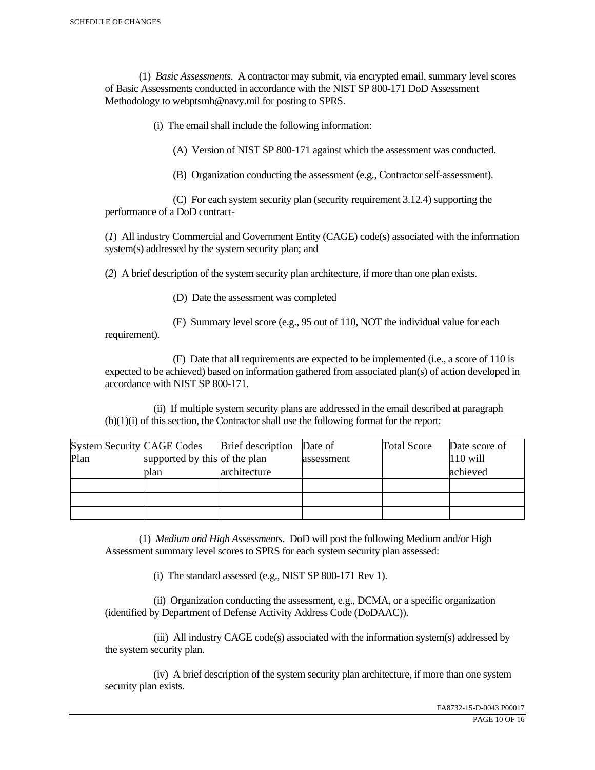(1) *Basic Assessments*. A contractor may submit, via encrypted email, summary level scores of Basic Assessments conducted in accordance with the NIST SP 800-171 DoD Assessment Methodology to webptsmh@navy.mil for posting to SPRS.

(i) The email shall include the following information:

(A) Version of NIST SP 800-171 against which the assessment was conducted.

(B) Organization conducting the assessment (e.g., Contractor self-assessment).

(C) For each system security plan (security requirement 3.12.4) supporting the performance of a DoD contract-

(*1*) All industry Commercial and Government Entity (CAGE) code(s) associated with the information system(s) addressed by the system security plan; and

(*2*) A brief description of the system security plan architecture, if more than one plan exists.

(D) Date the assessment was completed

(E) Summary level score (e.g., 95 out of 110, NOT the individual value for each requirement).

(F) Date that all requirements are expected to be implemented (i.e., a score of 110 is expected to be achieved) based on information gathered from associated plan(s) of action developed in accordance with NIST SP 800-171.

(ii) If multiple system security plans are addressed in the email described at paragraph (b)(1)(i) of this section, the Contractor shall use the following format for the report:

| System Security Plan | CAGE Codes supported by this plan | Brief description of the plan architecture | Date of assessment | Total Score | Date score of 110 will achieved |
| --- | --- | --- | --- | --- | --- |
| | | | | | |
| | | | | | |
| | | | | | |

(1) *Medium and High Assessments*. DoD will post the following Medium and/or High Assessment summary level scores to SPRS for each system security plan assessed:

(i) The standard assessed (e.g., NIST SP 800-171 Rev 1).

(ii) Organization conducting the assessment, e.g., DCMA, or a specific organization (identified by Department of Defense Activity Address Code (DoDAAC)).

(iii) All industry CAGE code(s) associated with the information system(s) addressed by the system security plan.

(iv) A brief description of the system security plan architecture, if more than one system security plan exists.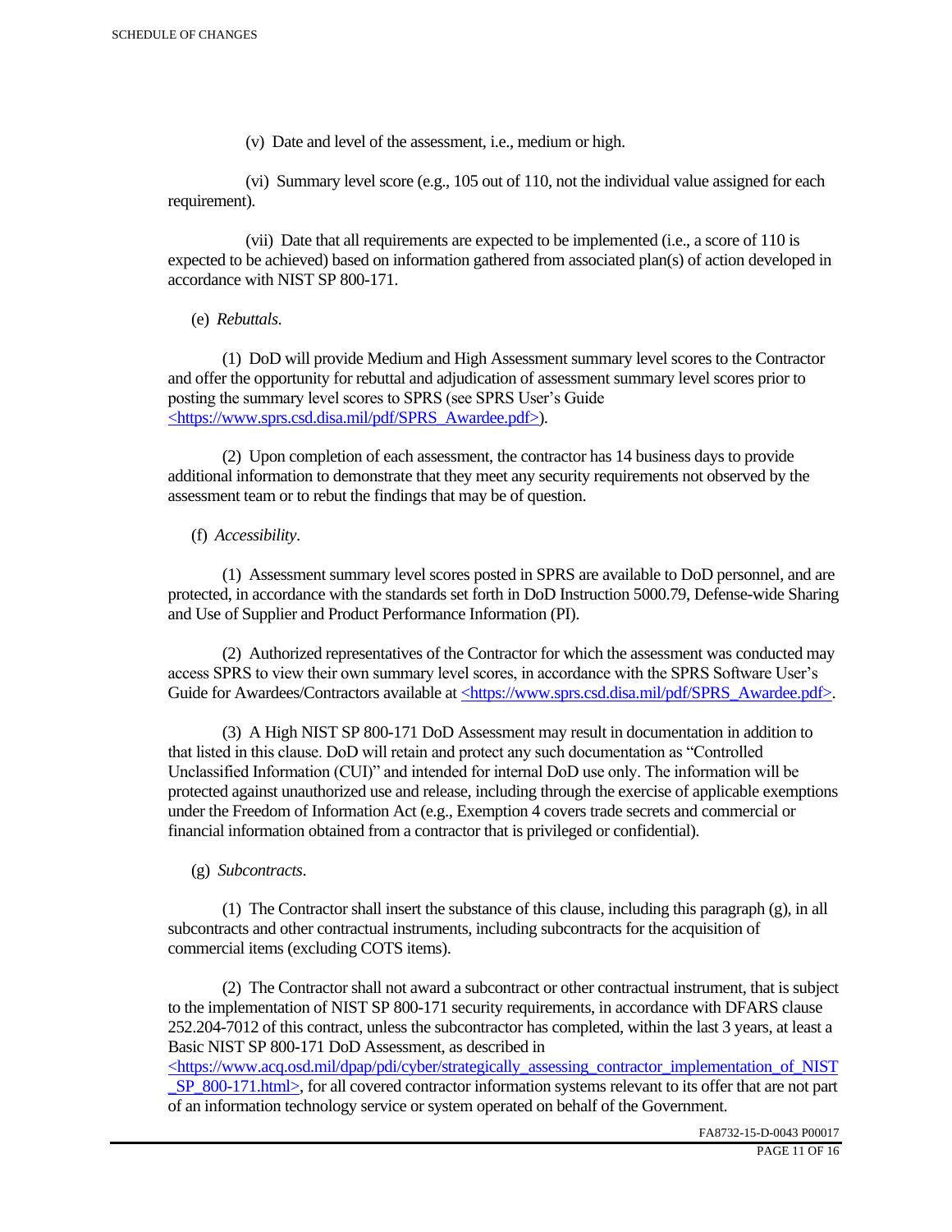(v) Date and level of the assessment, i.e., medium or high.

(vi) Summary level score (e.g., 105 out of 110, not the individual value assigned for each requirement).

(vii) Date that all requirements are expected to be implemented (i.e., a score of 110 is expected to be achieved) based on information gathered from associated plan(s) of action developed in accordance with NIST SP 800-171.

(e) *Rebuttals*.

(1) DoD will provide Medium and High Assessment summary level scores to the Contractor and offer the opportunity for rebuttal and adjudication of assessment summary level scores prior to posting the summary level scores to SPRS (see SPRS User's Guide <https://www.sprs.csd.disa.mil/pdf/SPRS_Awardee.pdf>).

(2) Upon completion of each assessment, the contractor has 14 business days to provide additional information to demonstrate that they meet any security requirements not observed by the assessment team or to rebut the findings that may be of question.

(f) *Accessibility*.

(1) Assessment summary level scores posted in SPRS are available to DoD personnel, and are protected, in accordance with the standards set forth in DoD Instruction 5000.79, Defense-wide Sharing and Use of Supplier and Product Performance Information (PI).

(2) Authorized representatives of the Contractor for which the assessment was conducted may access SPRS to view their own summary level scores, in accordance with the SPRS Software User's Guide for Awardees/Contractors available at <https://www.sprs.csd.disa.mil/pdf/SPRS_Awardee.pdf>.

(3) A High NIST SP 800-171 DoD Assessment may result in documentation in addition to that listed in this clause. DoD will retain and protect any such documentation as "Controlled Unclassified Information (CUI)" and intended for internal DoD use only. The information will be protected against unauthorized use and release, including through the exercise of applicable exemptions under the Freedom of Information Act (e.g., Exemption 4 covers trade secrets and commercial or financial information obtained from a contractor that is privileged or confidential).

(g) *Subcontracts*.

(1) The Contractor shall insert the substance of this clause, including this paragraph (g), in all subcontracts and other contractual instruments, including subcontracts for the acquisition of commercial items (excluding COTS items).

(2) The Contractor shall not award a subcontract or other contractual instrument, that is subject to the implementation of NIST SP 800-171 security requirements, in accordance with DFARS clause 252.204-7012 of this contract, unless the subcontractor has completed, within the last 3 years, at least a Basic NIST SP 800-171 DoD Assessment, as described in <https://www.acq.osd.mil/dpap/pdi/cyber/strategically_assessing_contractor_implementation_of_NIST_SP_800-171.html>, for all covered contractor information systems relevant to its offer that are not part of an information technology service or system operated on behalf of the Government.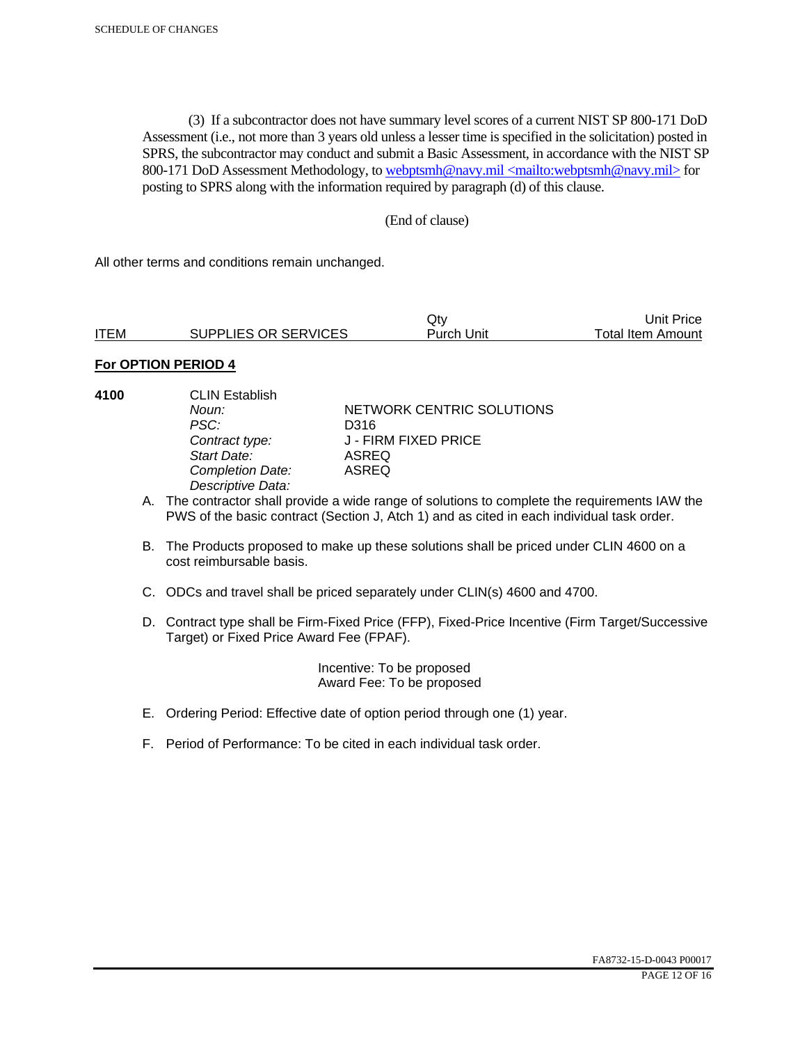(3) If a subcontractor does not have summary level scores of a current NIST SP 800-171 DoD Assessment (i.e., not more than 3 years old unless a lesser time is specified in the solicitation) posted in SPRS, the subcontractor may conduct and submit a Basic Assessment, in accordance with the NIST SP 800-171 DoD Assessment Methodology, to webptsmh@navy.mil <mailto:webptsmh@navy.mil> for posting to SPRS along with the information required by paragraph (d) of this clause.

(End of clause)

All other terms and conditions remain unchanged.

| ITEM | SUPPLIES OR SERVICES | Qty<br>Purch Unit | Unit Price<br>Total Item Amount |
|---|---|---|---|

**For OPTION PERIOD 4**

**4100** CLIN Establish

| | |
|---|---|
| *Noun:* | NETWORK CENTRIC SOLUTIONS |
| *PSC:* | D316 |
| *Contract type:* | J - FIRM FIXED PRICE |
| *Start Date:* | ASREQ |
| *Completion Date:* | ASREQ |
| *Descriptive Data:* | |

A. The contractor shall provide a wide range of solutions to complete the requirements IAW the PWS of the basic contract (Section J, Atch 1) and as cited in each individual task order.

B. The Products proposed to make up these solutions shall be priced under CLIN 4600 on a cost reimbursable basis.

C. ODCs and travel shall be priced separately under CLIN(s) 4600 and 4700.

D. Contract type shall be Firm-Fixed Price (FFP), Fixed-Price Incentive (Firm Target/Successive Target) or Fixed Price Award Fee (FPAF).

Incentive: To be proposed
Award Fee: To be proposed

E. Ordering Period: Effective date of option period through one (1) year.

F. Period of Performance: To be cited in each individual task order.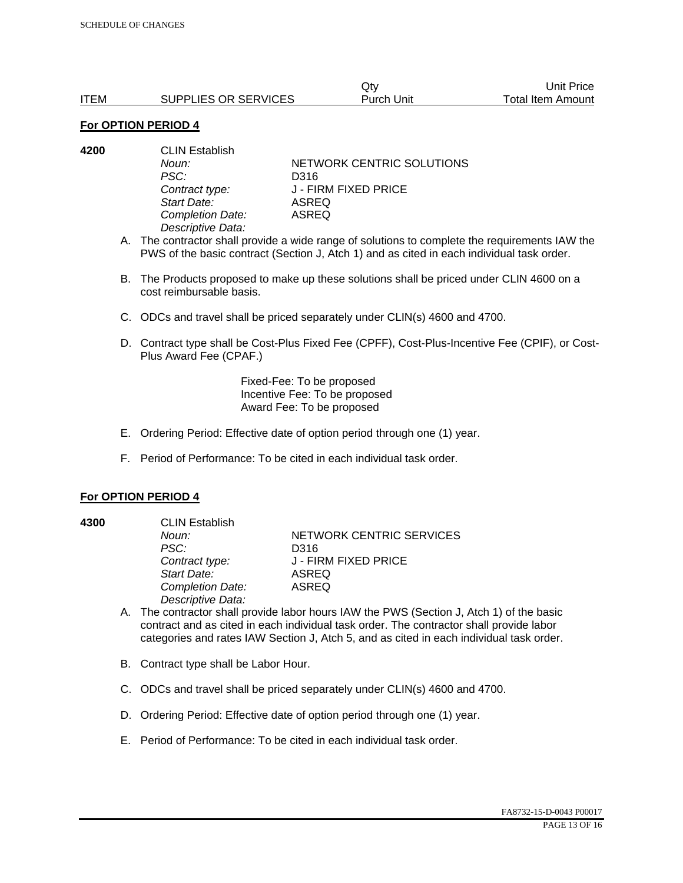| ITEM | SUPPLIES OR SERVICES | Qty Purch Unit | Unit Price Total Item Amount |
|---|---|---|---|

**For OPTION PERIOD 4**

**4200** CLIN Establish

*Noun:* NETWORK CENTRIC SOLUTIONS
*PSC:* D316
*Contract type:* J - FIRM FIXED PRICE
*Start Date:* ASREQ
*Completion Date:* ASREQ
*Descriptive Data:*

A. The contractor shall provide a wide range of solutions to complete the requirements IAW the PWS of the basic contract (Section J, Atch 1) and as cited in each individual task order.

B. The Products proposed to make up these solutions shall be priced under CLIN 4600 on a cost reimbursable basis.

C. ODCs and travel shall be priced separately under CLIN(s) 4600 and 4700.

D. Contract type shall be Cost-Plus Fixed Fee (CPFF), Cost-Plus-Incentive Fee (CPIF), or Cost-Plus Award Fee (CPAF.)

Fixed-Fee: To be proposed
Incentive Fee: To be proposed
Award Fee: To be proposed

E. Ordering Period: Effective date of option period through one (1) year.

F. Period of Performance: To be cited in each individual task order.

**For OPTION PERIOD 4**

**4300** CLIN Establish

*Noun:* NETWORK CENTRIC SERVICES
*PSC:* D316
*Contract type:* J - FIRM FIXED PRICE
*Start Date:* ASREQ
*Completion Date:* ASREQ
*Descriptive Data:*

A. The contractor shall provide labor hours IAW the PWS (Section J, Atch 1) of the basic contract and as cited in each individual task order. The contractor shall provide labor categories and rates IAW Section J, Atch 5, and as cited in each individual task order.

B. Contract type shall be Labor Hour.

C. ODCs and travel shall be priced separately under CLIN(s) 4600 and 4700.

D. Ordering Period: Effective date of option period through one (1) year.

E. Period of Performance: To be cited in each individual task order.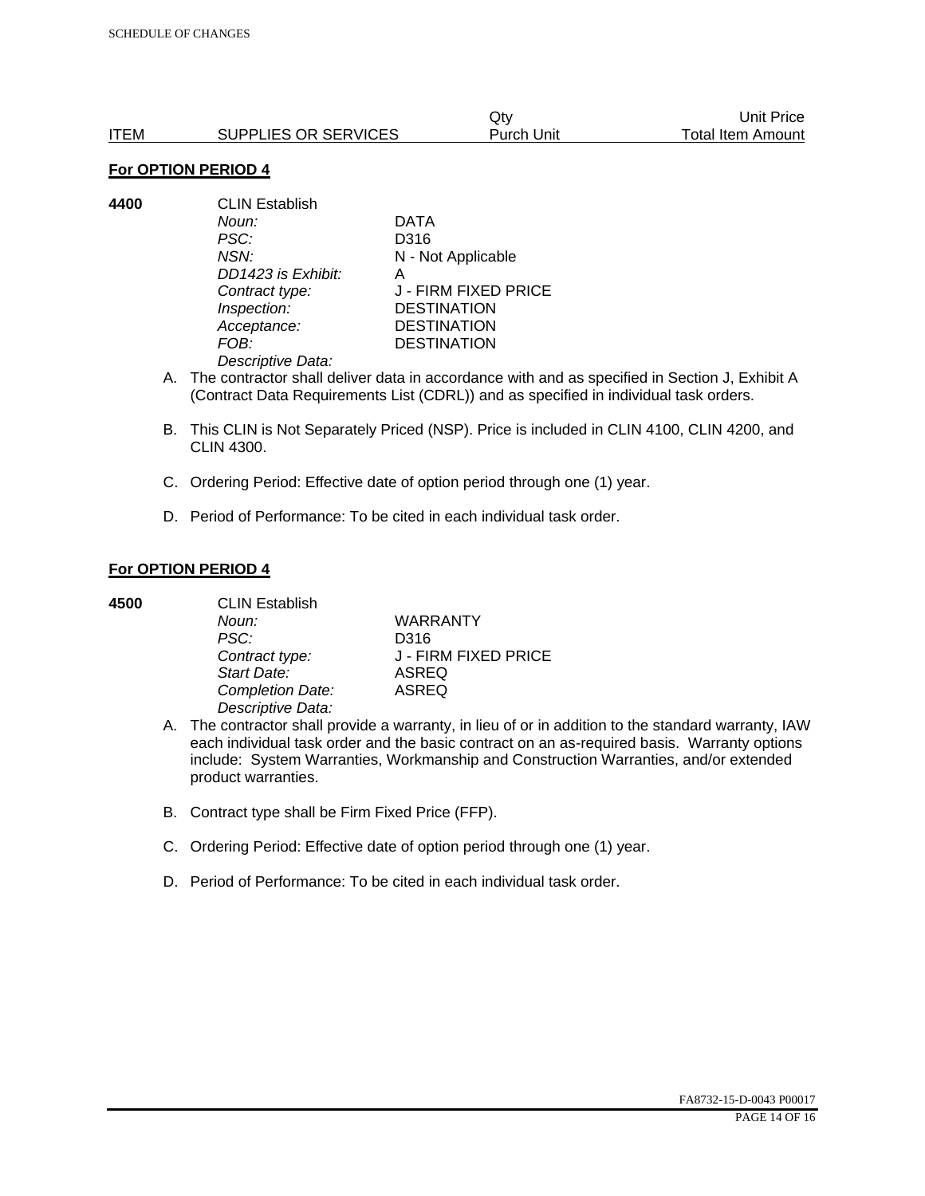| ITEM | SUPPLIES OR SERVICES | Qty Purch Unit | Unit Price Total Item Amount |
|---|---|---|---|

**For OPTION PERIOD 4**

**4400** CLIN Establish

| | |
|---|---|
| *Noun:* | DATA |
| *PSC:* | D316 |
| *NSN:* | N - Not Applicable |
| *DD1423 is Exhibit:* | A |
| *Contract type:* | J - FIRM FIXED PRICE |
| *Inspection:* | DESTINATION |
| *Acceptance:* | DESTINATION |
| *FOB:* | DESTINATION |

*Descriptive Data:*

A. The contractor shall deliver data in accordance with and as specified in Section J, Exhibit A (Contract Data Requirements List (CDRL)) and as specified in individual task orders.

B. This CLIN is Not Separately Priced (NSP). Price is included in CLIN 4100, CLIN 4200, and CLIN 4300.

C. Ordering Period: Effective date of option period through one (1) year.

D. Period of Performance: To be cited in each individual task order.

**For OPTION PERIOD 4**

**4500** CLIN Establish

| | |
|---|---|
| *Noun:* | WARRANTY |
| *PSC:* | D316 |
| *Contract type:* | J - FIRM FIXED PRICE |
| *Start Date:* | ASREQ |
| *Completion Date:* | ASREQ |

*Descriptive Data:*

A. The contractor shall provide a warranty, in lieu of or in addition to the standard warranty, IAW each individual task order and the basic contract on an as-required basis. Warranty options include: System Warranties, Workmanship and Construction Warranties, and/or extended product warranties.

B. Contract type shall be Firm Fixed Price (FFP).

C. Ordering Period: Effective date of option period through one (1) year.

D. Period of Performance: To be cited in each individual task order.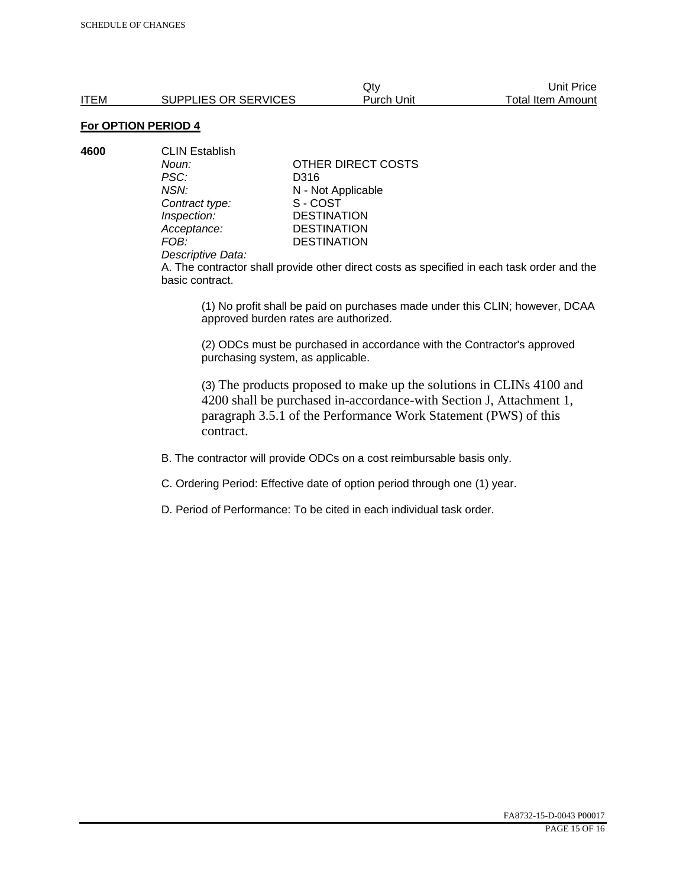| ITEM | SUPPLIES OR SERVICES | Qty<br>Purch Unit | Unit Price<br>Total Item Amount |
|---|---|---|---|

**For OPTION PERIOD 4**

**4600** CLIN Establish

| | |
|---|---|
| *Noun:* | OTHER DIRECT COSTS |
| *PSC:* | D316 |
| *NSN:* | N - Not Applicable |
| *Contract type:* | S - COST |
| *Inspection:* | DESTINATION |
| *Acceptance:* | DESTINATION |
| *FOB:* | DESTINATION |

*Descriptive Data:*

A. The contractor shall provide other direct costs as specified in each task order and the basic contract.

(1) No profit shall be paid on purchases made under this CLIN; however, DCAA approved burden rates are authorized.

(2) ODCs must be purchased in accordance with the Contractor's approved purchasing system, as applicable.

(3) The products proposed to make up the solutions in CLINs 4100 and 4200 shall be purchased in-accordance-with Section J, Attachment 1, paragraph 3.5.1 of the Performance Work Statement (PWS) of this contract.

B. The contractor will provide ODCs on a cost reimbursable basis only.

C. Ordering Period: Effective date of option period through one (1) year.

D. Period of Performance: To be cited in each individual task order.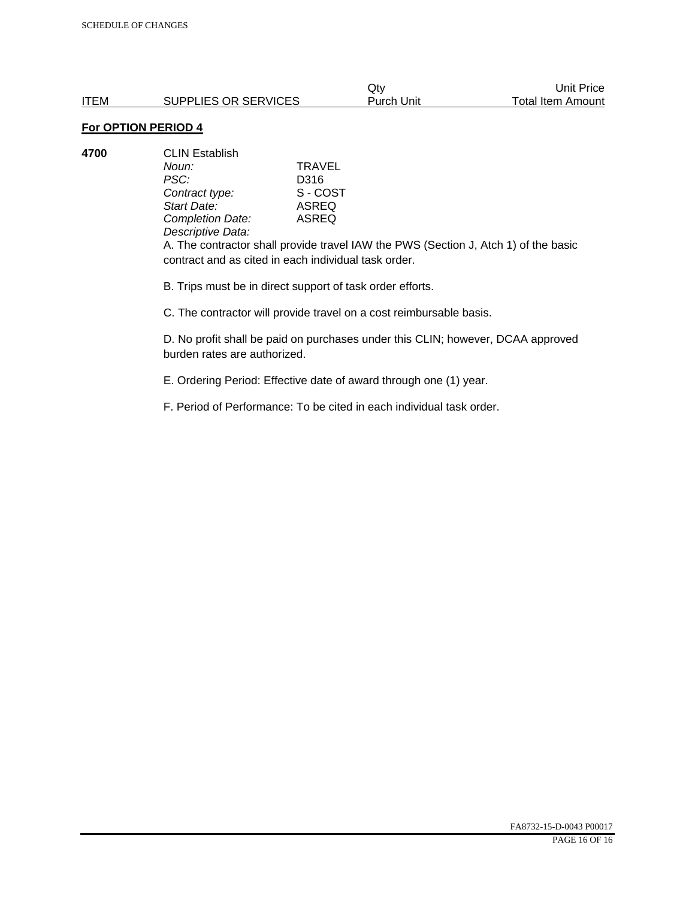| ITEM | SUPPLIES OR SERVICES | Qty<br>Purch Unit | Unit Price<br>Total Item Amount |
|---|---|---|---|

**For OPTION PERIOD 4**

**4700** CLIN Establish

*Noun:* TRAVEL
*PSC:* D316
*Contract type:* S - COST
*Start Date:* ASREQ
*Completion Date:* ASREQ
*Descriptive Data:*

A. The contractor shall provide travel IAW the PWS (Section J, Atch 1) of the basic contract and as cited in each individual task order.

B. Trips must be in direct support of task order efforts.

C. The contractor will provide travel on a cost reimbursable basis.

D. No profit shall be paid on purchases under this CLIN; however, DCAA approved burden rates are authorized.

E. Ordering Period: Effective date of award through one (1) year.

F. Period of Performance: To be cited in each individual task order.